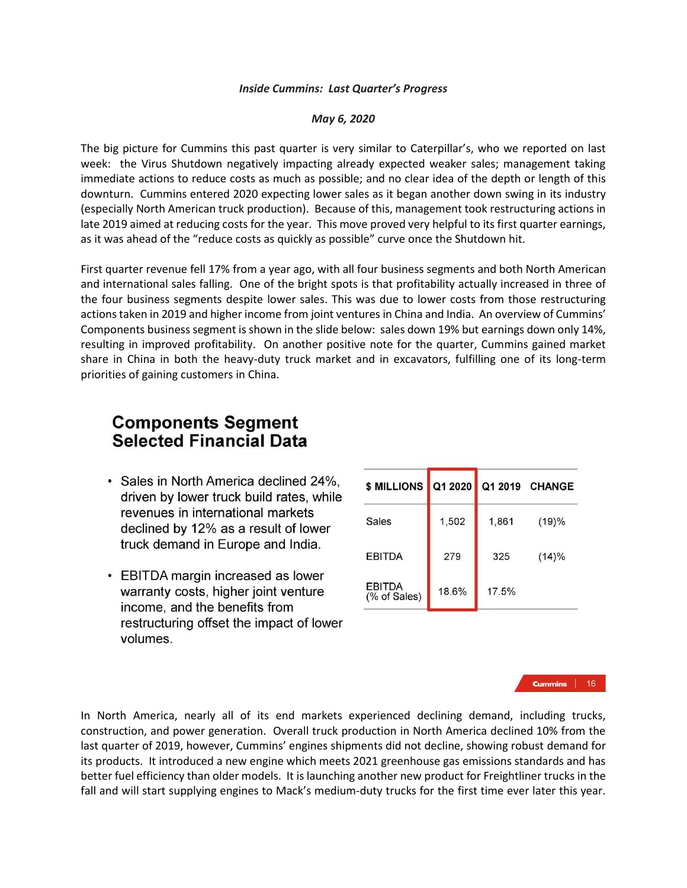*Inside Cummins: Last Quarter's Progress*

*May 6, 2020*

The big picture for Cummins this past quarter is very similar to Caterpillar's, who we reported on last week: the Virus Shutdown negatively impacting already expected weaker sales; management taking immediate actions to reduce costs as much as possible; and no clear idea of the depth or length of this downturn. Cummins entered 2020 expecting lower sales as it began another down swing in its industry (especially North American truck production). Because of this, management took restructuring actions in late 2019 aimed at reducing costs for the year. This move proved very helpful to its first quarter earnings, as it was ahead of the "reduce costs as quickly as possible" curve once the Shutdown hit.

First quarter revenue fell 17% from a year ago, with all four business segments and both North American and international sales falling. One of the bright spots is that profitability actually increased in three of the four business segments despite lower sales. This was due to lower costs from those restructuring actions taken in 2019 and higher income from joint ventures in China and India. An overview of Cummins' Components business segment is shown in the slide below: sales down 19% but earnings down only 14%, resulting in improved profitability. On another positive note for the quarter, Cummins gained market share in China in both the heavy-duty truck market and in excavators, fulfilling one of its long-term priorities of gaining customers in China.

## Components Segment Selected Financial Data

- Sales in North America declined 24%, driven by lower truck build rates, while revenues in international markets declined by 12% as a result of lower truck demand in Europe and India.
- EBITDA margin increased as lower warranty costs, higher joint venture income, and the benefits from restructuring offset the impact of lower volumes.

| $ MILLIONS | Q1 2020 | Q1 2019 | CHANGE |
|---|---|---|---|
| Sales | 1,502 | 1,861 | (19)% |
| EBITDA | 279 | 325 | (14)% |
| EBITDA (% of Sales) | 18.6% | 17.5% | |

In North America, nearly all of its end markets experienced declining demand, including trucks, construction, and power generation. Overall truck production in North America declined 10% from the last quarter of 2019, however, Cummins' engines shipments did not decline, showing robust demand for its products. It introduced a new engine which meets 2021 greenhouse gas emissions standards and has better fuel efficiency than older models. It is launching another new product for Freightliner trucks in the fall and will start supplying engines to Mack's medium-duty trucks for the first time ever later this year.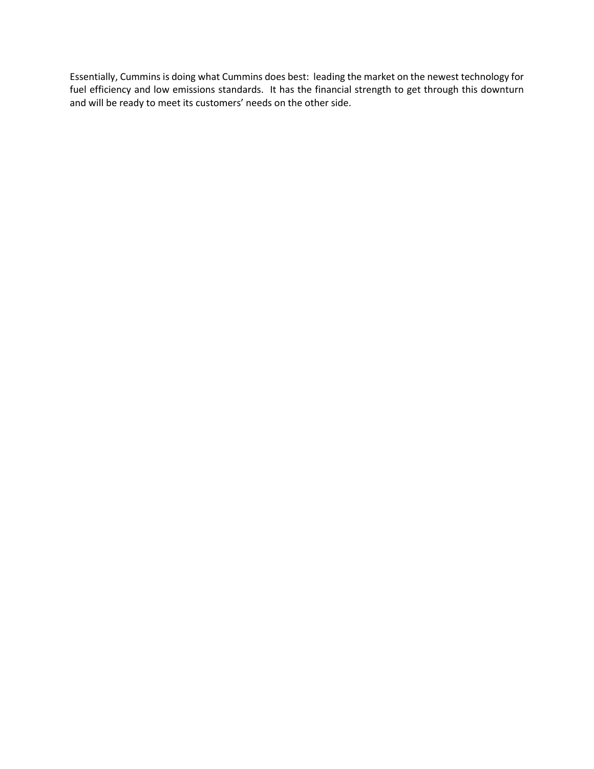Essentially, Cummins is doing what Cummins does best:  leading the market on the newest technology for fuel efficiency and low emissions standards.  It has the financial strength to get through this downturn and will be ready to meet its customers' needs on the other side.